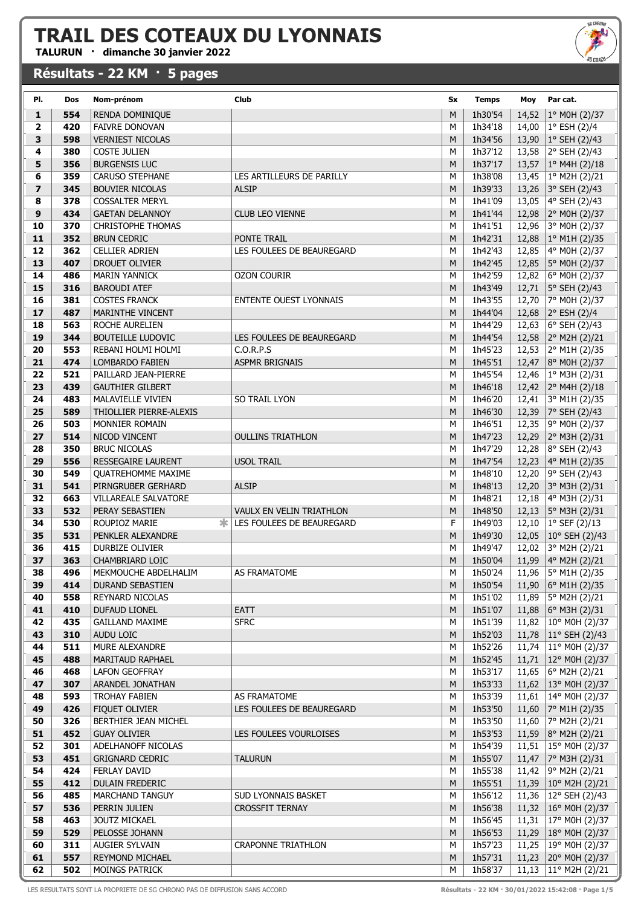# TRAIL DES COTEAUX DU LYONNAIS

**TALURUN · dimanche 30 janvier 2022**

## Résultats - 22 KM · 5 pages

| Pl. | Dos | Nom-prénom | Club | Sx | Temps | Moy | Par cat. |
|---|---|---|---|---|---|---|---|
| 1 | 554 | RENDA DOMINIQUE | | M | 1h30'54 | 14,52 | 1° M0H (2)/37 |
| 2 | 420 | FAIVRE DONOVAN | | M | 1h34'18 | 14,00 | 1° ESH (2)/4 |
| 3 | 598 | VERNIEST NICOLAS | | M | 1h34'56 | 13,90 | 1° SEH (2)/43 |
| 4 | 380 | COSTE JULIEN | | M | 1h37'12 | 13,58 | 2° SEH (2)/43 |
| 5 | 356 | BURGENSIS LUC | | M | 1h37'17 | 13,57 | 1° M4H (2)/18 |
| 6 | 359 | CARUSO STEPHANE | LES ARTILLEURS DE PARILLY | M | 1h38'08 | 13,45 | 1° M2H (2)/21 |
| 7 | 345 | BOUVIER NICOLAS | ALSIP | M | 1h39'33 | 13,26 | 3° SEH (2)/43 |
| 8 | 378 | COSSALTER MERYL | | M | 1h41'09 | 13,05 | 4° SEH (2)/43 |
| 9 | 434 | GAETAN DELANNOY | CLUB LEO VIENNE | M | 1h41'44 | 12,98 | 2° M0H (2)/37 |
| 10 | 370 | CHRISTOPHE THOMAS | | M | 1h41'51 | 12,96 | 3° M0H (2)/37 |
| 11 | 352 | BRUN CEDRIC | PONTE TRAIL | M | 1h42'31 | 12,88 | 1° M1H (2)/35 |
| 12 | 362 | CELLIER ADRIEN | LES FOULEES DE BEAUREGARD | M | 1h42'43 | 12,85 | 4° M0H (2)/37 |
| 13 | 407 | DROUET OLIVIER | | M | 1h42'45 | 12,85 | 5° M0H (2)/37 |
| 14 | 486 | MARIN YANNICK | OZON COURIR | M | 1h42'59 | 12,82 | 6° M0H (2)/37 |
| 15 | 316 | BAROUDI ATEF | | M | 1h43'49 | 12,71 | 5° SEH (2)/43 |
| 16 | 381 | COSTES FRANCK | ENTENTE OUEST LYONNAIS | M | 1h43'55 | 12,70 | 7° M0H (2)/37 |
| 17 | 487 | MARINTHE VINCENT | | M | 1h44'04 | 12,68 | 2° ESH (2)/4 |
| 18 | 563 | ROCHE AURELIEN | | M | 1h44'29 | 12,63 | 6° SEH (2)/43 |
| 19 | 344 | BOUTEILLE LUDOVIC | LES FOULEES DE BEAUREGARD | M | 1h44'54 | 12,58 | 2° M2H (2)/21 |
| 20 | 553 | REBANI HOLMI HOLMI | C.O.R.P.S | M | 1h45'23 | 12,53 | 2° M1H (2)/35 |
| 21 | 474 | LOMBARDO FABIEN | ASPMR BRIGNAIS | M | 1h45'51 | 12,47 | 8° M0H (2)/37 |
| 22 | 521 | PAILLARD JEAN-PIERRE | | M | 1h45'54 | 12,46 | 1° M3H (2)/31 |
| 23 | 439 | GAUTHIER GILBERT | | M | 1h46'18 | 12,42 | 2° M4H (2)/18 |
| 24 | 483 | MALAVIELLE VIVIEN | SO TRAIL LYON | M | 1h46'20 | 12,41 | 3° M1H (2)/35 |
| 25 | 589 | THIOLLIER PIERRE-ALEXIS | | M | 1h46'30 | 12,39 | 7° SEH (2)/43 |
| 26 | 503 | MONNIER ROMAIN | | M | 1h46'51 | 12,35 | 9° M0H (2)/37 |
| 27 | 514 | NICOD VINCENT | OULLINS TRIATHLON | M | 1h47'23 | 12,29 | 2° M3H (2)/31 |
| 28 | 350 | BRUC NICOLAS | | M | 1h47'29 | 12,28 | 8° SEH (2)/43 |
| 29 | 556 | RESSEGAIRE LAURENT | USOL TRAIL | M | 1h47'54 | 12,23 | 4° M1H (2)/35 |
| 30 | 549 | QUATREHOMME MAXIME | | M | 1h48'10 | 12,20 | 9° SEH (2)/43 |
| 31 | 541 | PIRNGRUBER GERHARD | ALSIP | M | 1h48'13 | 12,20 | 3° M3H (2)/31 |
| 32 | 663 | VILLAREALE SALVATORE | | M | 1h48'21 | 12,18 | 4° M3H (2)/31 |
| 33 | 532 | PERAY SEBASTIEN | VAULX EN VELIN TRIATHLON | M | 1h48'50 | 12,13 | 5° M3H (2)/31 |
| 34 | 530 | ROUPIOZ MARIE * | LES FOULEES DE BEAUREGARD | F | 1h49'03 | 12,10 | 1° SEF (2)/13 |
| 35 | 531 | PENKLER ALEXANDRE | | M | 1h49'30 | 12,05 | 10° SEH (2)/43 |
| 36 | 415 | DURBIZE OLIVIER | | M | 1h49'47 | 12,02 | 3° M2H (2)/21 |
| 37 | 363 | CHAMBRIARD LOIC | | M | 1h50'04 | 11,99 | 4° M2H (2)/21 |
| 38 | 496 | MEKMOUCHE ABDELHALIM | AS FRAMATOME | M | 1h50'24 | 11,96 | 5° M1H (2)/35 |
| 39 | 414 | DURAND SEBASTIEN | | M | 1h50'54 | 11,90 | 6° M1H (2)/35 |
| 40 | 558 | REYNARD NICOLAS | | M | 1h51'02 | 11,89 | 5° M2H (2)/21 |
| 41 | 410 | DUFAUD LIONEL | EATT | M | 1h51'07 | 11,88 | 6° M3H (2)/31 |
| 42 | 435 | GAILLAND MAXIME | SFRC | M | 1h51'39 | 11,82 | 10° M0H (2)/37 |
| 43 | 310 | AUDU LOIC | | M | 1h52'03 | 11,78 | 11° SEH (2)/43 |
| 44 | 511 | MURE ALEXANDRE | | M | 1h52'26 | 11,74 | 11° M0H (2)/37 |
| 45 | 488 | MARITAUD RAPHAEL | | M | 1h52'45 | 11,71 | 12° M0H (2)/37 |
| 46 | 468 | LAFON GEOFFRAY | | M | 1h53'17 | 11,65 | 6° M2H (2)/21 |
| 47 | 307 | ARANDEL JONATHAN | | M | 1h53'33 | 11,62 | 13° M0H (2)/37 |
| 48 | 593 | TROHAY FABIEN | AS FRAMATOME | M | 1h53'39 | 11,61 | 14° M0H (2)/37 |
| 49 | 426 | FIQUET OLIVIER | LES FOULEES DE BEAUREGARD | M | 1h53'50 | 11,60 | 7° M1H (2)/35 |
| 50 | 326 | BERTHIER JEAN MICHEL | | M | 1h53'50 | 11,60 | 7° M2H (2)/21 |
| 51 | 452 | GUAY OLIVIER | LES FOULEES VOURLOISES | M | 1h53'53 | 11,59 | 8° M2H (2)/21 |
| 52 | 301 | ADELHANOFF NICOLAS | | M | 1h54'39 | 11,51 | 15° M0H (2)/37 |
| 53 | 451 | GRIGNARD CEDRIC | TALURUN | M | 1h55'07 | 11,47 | 7° M3H (2)/31 |
| 54 | 424 | FERLAY DAVID | | M | 1h55'38 | 11,42 | 9° M2H (2)/21 |
| 55 | 412 | DULAIN FREDERIC | | M | 1h55'51 | 11,39 | 10° M2H (2)/21 |
| 56 | 485 | MARCHAND TANGUY | SUD LYONNAIS BASKET | M | 1h56'12 | 11,36 | 12° SEH (2)/43 |
| 57 | 536 | PERRIN JULIEN | CROSSFIT TERNAY | M | 1h56'38 | 11,32 | 16° M0H (2)/37 |
| 58 | 463 | JOUTZ MICKAEL | | M | 1h56'45 | 11,31 | 17° M0H (2)/37 |
| 59 | 529 | PELOSSE JOHANN | | M | 1h56'53 | 11,29 | 18° M0H (2)/37 |
| 60 | 311 | AUGIER SYLVAIN | CRAPONNE TRIATHLON | M | 1h57'23 | 11,25 | 19° M0H (2)/37 |
| 61 | 557 | REYMOND MICHAEL | | M | 1h57'31 | 11,23 | 20° M0H (2)/37 |
| 62 | 502 | MOINGS PATRICK | | M | 1h58'37 | 11,13 | 11° M2H (2)/21 |

LES RESULTATS SONT LA PROPRIETE DE SG CHRONO PAS DE DIFFUSION SANS ACCORD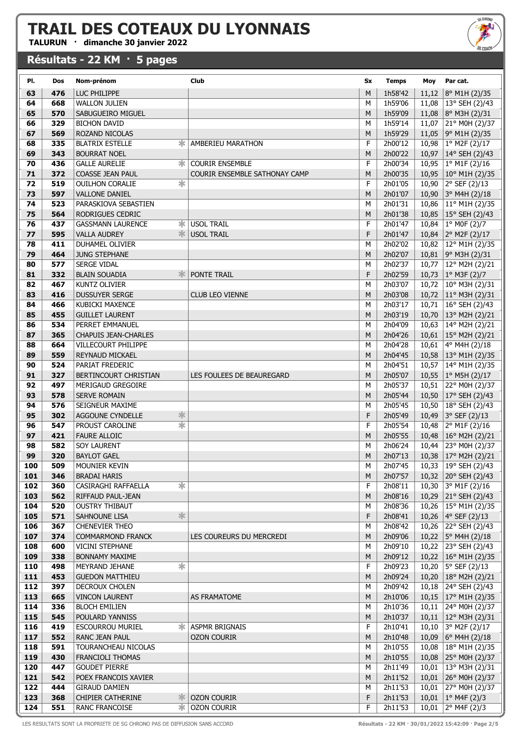# TRAIL DES COTEAUX DU LYONNAIS

**TALURUN · dimanche 30 janvier 2022**

## Résultats - 22 KM · 5 pages

| Pl. | Dos | Nom-prénom | | Club | Sx | Temps | Moy | Par cat. |
|---|---|---|---|---|---|---|---|---|
| 63 | 476 | LUC PHILIPPE | | | M | 1h58'42 | 11,12 | 8° M1H (2)/35 |
| 64 | 668 | WALLON JULIEN | | | M | 1h59'06 | 11,08 | 13° SEH (2)/43 |
| 65 | 570 | SABUGUEIRO MIGUEL | | | M | 1h59'09 | 11,08 | 8° M3H (2)/31 |
| 66 | 329 | BICHON DAVID | | | M | 1h59'14 | 11,07 | 21° M0H (2)/37 |
| 67 | 569 | ROZAND NICOLAS | | | M | 1h59'29 | 11,05 | 9° M1H (2)/35 |
| 68 | 335 | BLATRIX ESTELLE | * | AMBERIEU MARATHON | F | 2h00'12 | 10,98 | 1° M2F (2)/17 |
| 69 | 343 | BOURRAT NOEL | | | M | 2h00'22 | 10,97 | 14° SEH (2)/43 |
| 70 | 436 | GALLE AURELIE | * | COURIR ENSEMBLE | F | 2h00'34 | 10,95 | 1° M1F (2)/16 |
| 71 | 372 | COASSE JEAN PAUL | | COURIR ENSEMBLE SATHONAY CAMP | M | 2h00'35 | 10,95 | 10° M1H (2)/35 |
| 72 | 519 | OUILHON CORALIE | * | | F | 2h01'05 | 10,90 | 2° SEF (2)/13 |
| 73 | 597 | VALLONE DANIEL | | | M | 2h01'07 | 10,90 | 3° M4H (2)/18 |
| 74 | 523 | PARASKIOVA SEBASTIEN | | | M | 2h01'31 | 10,86 | 11° M1H (2)/35 |
| 75 | 564 | RODRIGUES CEDRIC | | | M | 2h01'38 | 10,85 | 15° SEH (2)/43 |
| 76 | 437 | GASSMANN LAURENCE | * | USOL TRAIL | F | 2h01'47 | 10,84 | 1° M0F (2)/7 |
| 77 | 595 | VALLA AUDREY | * | USOL TRAIL | F | 2h01'47 | 10,84 | 2° M2F (2)/17 |
| 78 | 411 | DUHAMEL OLIVIER | | | M | 2h02'02 | 10,82 | 12° M1H (2)/35 |
| 79 | 464 | JUNG STEPHANE | | | M | 2h02'07 | 10,81 | 9° M3H (2)/31 |
| 80 | 577 | SERGE VIDAL | | | M | 2h02'37 | 10,77 | 12° M2H (2)/21 |
| 81 | 332 | BLAIN SOUADIA | * | PONTE TRAIL | F | 2h02'59 | 10,73 | 1° M3F (2)/7 |
| 82 | 467 | KUNTZ OLIVIER | | | M | 2h03'07 | 10,72 | 10° M3H (2)/31 |
| 83 | 416 | DUSSUYER SERGE | | CLUB LEO VIENNE | M | 2h03'08 | 10,72 | 11° M3H (2)/31 |
| 84 | 466 | KUBICKI MAXENCE | | | M | 2h03'17 | 10,71 | 16° SEH (2)/43 |
| 85 | 455 | GUILLET LAURENT | | | M | 2h03'19 | 10,70 | 13° M2H (2)/21 |
| 86 | 534 | PERRET EMMANUEL | | | M | 2h04'09 | 10,63 | 14° M2H (2)/21 |
| 87 | 365 | CHAPUIS JEAN-CHARLES | | | M | 2h04'26 | 10,61 | 15° M2H (2)/21 |
| 88 | 664 | VILLECOURT PHILIPPE | | | M | 2h04'28 | 10,61 | 4° M4H (2)/18 |
| 89 | 559 | REYNAUD MICKAEL | | | M | 2h04'45 | 10,58 | 13° M1H (2)/35 |
| 90 | 524 | PARIAT FREDERIC | | | M | 2h04'51 | 10,57 | 14° M1H (2)/35 |
| 91 | 327 | BERTINCOURT CHRISTIAN | | LES FOULEES DE BEAUREGARD | M | 2h05'07 | 10,55 | 1° M5H (2)/17 |
| 92 | 497 | MERIGAUD GREGOIRE | | | M | 2h05'37 | 10,51 | 22° M0H (2)/37 |
| 93 | 578 | SERVE ROMAIN | | | M | 2h05'44 | 10,50 | 17° SEH (2)/43 |
| 94 | 576 | SEIGNEUR MAXIME | | | M | 2h05'45 | 10,50 | 18° SEH (2)/43 |
| 95 | 302 | AGGOUNE CYNDELLE | * | | F | 2h05'49 | 10,49 | 3° SEF (2)/13 |
| 96 | 547 | PROUST CAROLINE | * | | F | 2h05'54 | 10,48 | 2° M1F (2)/16 |
| 97 | 421 | FAURE ALLOIC | | | M | 2h05'55 | 10,48 | 16° M2H (2)/21 |
| 98 | 582 | SOY LAURENT | | | M | 2h06'24 | 10,44 | 23° M0H (2)/37 |
| 99 | 320 | BAYLOT GAEL | | | M | 2h07'13 | 10,38 | 17° M2H (2)/21 |
| 100 | 509 | MOUNIER KEVIN | | | M | 2h07'45 | 10,33 | 19° SEH (2)/43 |
| 101 | 346 | BRADAI HARIS | | | M | 2h07'57 | 10,32 | 20° SEH (2)/43 |
| 102 | 360 | CASIRAGHI RAFFAELLA | * | | F | 2h08'11 | 10,30 | 3° M1F (2)/16 |
| 103 | 562 | RIFFAUD PAUL-JEAN | | | M | 2h08'16 | 10,29 | 21° SEH (2)/43 |
| 104 | 520 | OUSTRY THIBAUT | | | M | 2h08'36 | 10,26 | 15° M1H (2)/35 |
| 105 | 571 | SAHNOUNE LISA | * | | F | 2h08'41 | 10,26 | 4° SEF (2)/13 |
| 106 | 367 | CHENEVIER THEO | | | M | 2h08'42 | 10,26 | 22° SEH (2)/43 |
| 107 | 374 | COMMARMOND FRANCK | | LES COUREURS DU MERCREDI | M | 2h09'06 | 10,22 | 5° M4H (2)/18 |
| 108 | 600 | VICINI STEPHANE | | | M | 2h09'10 | 10,22 | 23° SEH (2)/43 |
| 109 | 338 | BONNAMY MAXIME | | | M | 2h09'12 | 10,22 | 16° M1H (2)/35 |
| 110 | 498 | MEYRAND JEHANE | * | | F | 2h09'23 | 10,20 | 5° SEF (2)/13 |
| 111 | 453 | GUEDON MATTHIEU | | | M | 2h09'24 | 10,20 | 18° M2H (2)/21 |
| 112 | 397 | DECROUX CHOLEN | | | M | 2h09'42 | 10,18 | 24° SEH (2)/43 |
| 113 | 665 | VINCON LAURENT | | AS FRAMATOME | M | 2h10'06 | 10,15 | 17° M1H (2)/35 |
| 114 | 336 | BLOCH EMILIEN | | | M | 2h10'36 | 10,11 | 24° M0H (2)/37 |
| 115 | 545 | POULARD YANNISS | | | M | 2h10'37 | 10,11 | 12° M3H (2)/31 |
| 116 | 419 | ESCOURROU MURIEL | * | ASPMR BRIGNAIS | F | 2h10'41 | 10,10 | 3° M2F (2)/17 |
| 117 | 552 | RANC JEAN PAUL | | OZON COURIR | M | 2h10'48 | 10,09 | 6° M4H (2)/18 |
| 118 | 591 | TOURANCHEAU NICOLAS | | | M | 2h10'55 | 10,08 | 18° M1H (2)/35 |
| 119 | 430 | FRANCIOLI THOMAS | | | M | 2h10'55 | 10,08 | 25° M0H (2)/37 |
| 120 | 447 | GOUDET PIERRE | | | M | 2h11'49 | 10,01 | 13° M3H (2)/31 |
| 121 | 542 | POEX FRANCOIS XAVIER | | | M | 2h11'52 | 10,01 | 26° M0H (2)/37 |
| 122 | 444 | GIRAUD DAMIEN | | | M | 2h11'53 | 10,01 | 27° M0H (2)/37 |
| 123 | 368 | CHIPIER CATHERINE | * | OZON COURIR | F | 2h11'53 | 10,01 | 1° M4F (2)/3 |
| 124 | 551 | RANC FRANCOISE | * | OZON COURIR | F | 2h11'53 | 10,01 | 2° M4F (2)/3 |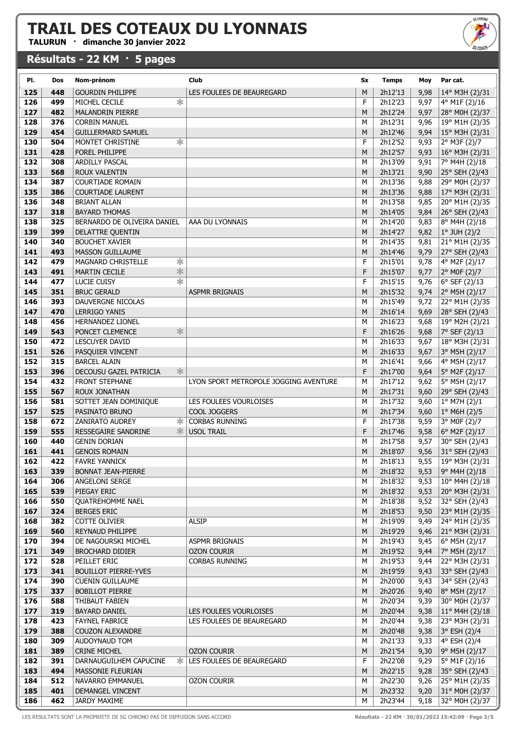# TRAIL DES COTEAUX DU LYONNAIS

**TALURUN · dimanche 30 janvier 2022**

## Résultats - 22 KM · 5 pages

| Pl. | Dos | Nom-prénom | | Club | Sx | Temps | Moy | Par cat. |
|---|---|---|---|---|---|---|---|---|
| 125 | 448 | GOURDIN PHILIPPE | | LES FOULEES DE BEAUREGARD | M | 2h12'13 | 9,98 | 14° M3H (2)/31 |
| 126 | 499 | MICHEL CECILE | * | | F | 2h12'23 | 9,97 | 4° M1F (2)/16 |
| 127 | 482 | MALANDRIN PIERRE | | | M | 2h12'24 | 9,97 | 28° M0H (2)/37 |
| 128 | 376 | CORBIN MANUEL | | | M | 2h12'31 | 9,96 | 19° M1H (2)/35 |
| 129 | 454 | GUILLERMARD SAMUEL | | | M | 2h12'46 | 9,94 | 15° M3H (2)/31 |
| 130 | 504 | MONTET CHRISTINE | * | | F | 2h12'52 | 9,93 | 2° M3F (2)/7 |
| 131 | 428 | FOREL PHILIPPE | | | M | 2h12'57 | 9,93 | 16° M3H (2)/31 |
| 132 | 308 | ARDILLY PASCAL | | | M | 2h13'09 | 9,91 | 7° M4H (2)/18 |
| 133 | 568 | ROUX VALENTIN | | | M | 2h13'21 | 9,90 | 25° SEH (2)/43 |
| 134 | 387 | COURTIADE ROMAIN | | | M | 2h13'36 | 9,88 | 29° M0H (2)/37 |
| 135 | 386 | COURTIADE LAURENT | | | M | 2h13'36 | 9,88 | 17° M3H (2)/31 |
| 136 | 348 | BRIANT ALLAN | | | M | 2h13'58 | 9,85 | 20° M1H (2)/35 |
| 137 | 318 | BAYARD THOMAS | | | M | 2h14'05 | 9,84 | 26° SEH (2)/43 |
| 138 | 325 | BERNARDO DE OLIVEIRA DANIEL | | AAA DU LYONNAIS | M | 2h14'20 | 9,83 | 8° M4H (2)/18 |
| 139 | 399 | DELATTRE QUENTIN | | | M | 2h14'27 | 9,82 | 1° JUH (2)/2 |
| 140 | 340 | BOUCHET XAVIER | | | M | 2h14'35 | 9,81 | 21° M1H (2)/35 |
| 141 | 493 | MASSON GUILLAUME | | | M | 2h14'46 | 9,79 | 27° SEH (2)/43 |
| 142 | 479 | MAGNARD CHRISTELLE | * | | F | 2h15'01 | 9,78 | 4° M2F (2)/17 |
| 143 | 491 | MARTIN CECILE | * | | F | 2h15'07 | 9,77 | 2° M0F (2)/7 |
| 144 | 477 | LUCIE CUISY | * | | F | 2h15'15 | 9,76 | 6° SEF (2)/13 |
| 145 | 351 | BRUC GERALD | | ASPMR BRIGNAIS | M | 2h15'32 | 9,74 | 2° M5H (2)/17 |
| 146 | 393 | DAUVERGNE NICOLAS | | | M | 2h15'49 | 9,72 | 22° M1H (2)/35 |
| 147 | 470 | LERRIGO YANIS | | | M | 2h16'14 | 9,69 | 28° SEH (2)/43 |
| 148 | 456 | HERNANDEZ LIONEL | | | M | 2h16'23 | 9,68 | 19° M2H (2)/21 |
| 149 | 543 | PONCET CLEMENCE | * | | F | 2h16'26 | 9,68 | 7° SEF (2)/13 |
| 150 | 472 | LESCUYER DAVID | | | M | 2h16'33 | 9,67 | 18° M3H (2)/31 |
| 151 | 526 | PASQUIER VINCENT | | | M | 2h16'33 | 9,67 | 3° M5H (2)/17 |
| 152 | 315 | BARCEL ALAIN | | | M | 2h16'41 | 9,66 | 4° M5H (2)/17 |
| 153 | 396 | DECOUSU GAZEL PATRICIA | * | | F | 2h17'00 | 9,64 | 5° M2F (2)/17 |
| 154 | 432 | FRONT STEPHANE | | LYON SPORT METROPOLE JOGGING AVENTURE | M | 2h17'12 | 9,62 | 5° M5H (2)/17 |
| 155 | 567 | ROUX JONATHAN | | | M | 2h17'31 | 9,60 | 29° SEH (2)/43 |
| 156 | 581 | SOTTET JEAN DOMINIQUE | | LES FOULEES VOURLOISES | M | 2h17'32 | 9,60 | 1° M7H (2)/1 |
| 157 | 525 | PASINATO BRUNO | | COOL JOGGERS | M | 2h17'34 | 9,60 | 1° M6H (2)/5 |
| 158 | 672 | ZANIRATO AUDREY | * | CORBAS RUNNING | F | 2h17'38 | 9,59 | 3° M0F (2)/7 |
| 159 | 555 | RESSEGAIRE SANDRINE | * | USOL TRAIL | F | 2h17'46 | 9,58 | 6° M2F (2)/17 |
| 160 | 440 | GENIN DORIAN | | | M | 2h17'58 | 9,57 | 30° SEH (2)/43 |
| 161 | 441 | GENOIS ROMAIN | | | M | 2h18'07 | 9,56 | 31° SEH (2)/43 |
| 162 | 422 | FAVRE YANNICK | | | M | 2h18'13 | 9,55 | 19° M3H (2)/31 |
| 163 | 339 | BONNAT JEAN-PIERRE | | | M | 2h18'32 | 9,53 | 9° M4H (2)/18 |
| 164 | 306 | ANGELONI SERGE | | | M | 2h18'32 | 9,53 | 10° M4H (2)/18 |
| 165 | 539 | PIEGAY ERIC | | | M | 2h18'32 | 9,53 | 20° M3H (2)/31 |
| 166 | 550 | QUATREHOMME NAEL | | | M | 2h18'38 | 9,52 | 32° SEH (2)/43 |
| 167 | 324 | BERGES ERIC | | | M | 2h18'53 | 9,50 | 23° M1H (2)/35 |
| 168 | 382 | COTTE OLIVIER | | ALSIP | M | 2h19'09 | 9,49 | 24° M1H (2)/35 |
| 169 | 560 | REYNAUD PHILIPPE | | | M | 2h19'29 | 9,46 | 21° M3H (2)/31 |
| 170 | 394 | DE NAGOURSKI MICHEL | | ASPMR BRIGNAIS | M | 2h19'43 | 9,45 | 6° M5H (2)/17 |
| 171 | 349 | BROCHARD DIDIER | | OZON COURIR | M | 2h19'52 | 9,44 | 7° M5H (2)/17 |
| 172 | 528 | PEILLET ERIC | | CORBAS RUNNING | M | 2h19'53 | 9,44 | 22° M3H (2)/31 |
| 173 | 341 | BOUILLOT PIERRE-YVES | | | M | 2h19'59 | 9,43 | 33° SEH (2)/43 |
| 174 | 390 | CUENIN GUILLAUME | | | M | 2h20'00 | 9,43 | 34° SEH (2)/43 |
| 175 | 337 | BOBILLOT PIERRE | | | M | 2h20'26 | 9,40 | 8° M5H (2)/17 |
| 176 | 588 | THIBAUT FABIEN | | | M | 2h20'34 | 9,39 | 30° M0H (2)/37 |
| 177 | 319 | BAYARD DANIEL | | LES FOULEES VOURLOISES | M | 2h20'44 | 9,38 | 11° M4H (2)/18 |
| 178 | 423 | FAYNEL FABRICE | | LES FOULEES DE BEAUREGARD | M | 2h20'44 | 9,38 | 23° M3H (2)/31 |
| 179 | 388 | COUZON ALEXANDRE | | | M | 2h20'48 | 9,38 | 3° ESH (2)/4 |
| 180 | 309 | AUDOYNAUD TOM | | | M | 2h21'33 | 9,33 | 4° ESH (2)/4 |
| 181 | 389 | CRINE MICHEL | | OZON COURIR | M | 2h21'54 | 9,30 | 9° M5H (2)/17 |
| 182 | 391 | DARNAUGUILHEM CAPUCINE | * | LES FOULEES DE BEAUREGARD | F | 2h22'08 | 9,29 | 5° M1F (2)/16 |
| 183 | 494 | MASSONIE FLEURIAN | | | M | 2h22'15 | 9,28 | 35° SEH (2)/43 |
| 184 | 512 | NAVARRO EMMANUEL | | OZON COURIR | M | 2h22'30 | 9,26 | 25° M1H (2)/35 |
| 185 | 401 | DEMANGEL VINCENT | | | M | 2h23'32 | 9,20 | 31° M0H (2)/37 |
| 186 | 462 | JARDY MAXIME | | | M | 2h23'44 | 9,18 | 32° M0H (2)/37 |

LES RESULTATS SONT LA PROPRIETE DE SG CHRONO PAS DE DIFFUSION SANS ACCORD

Résultats - 22 KM · 30/01/2022 15:42:09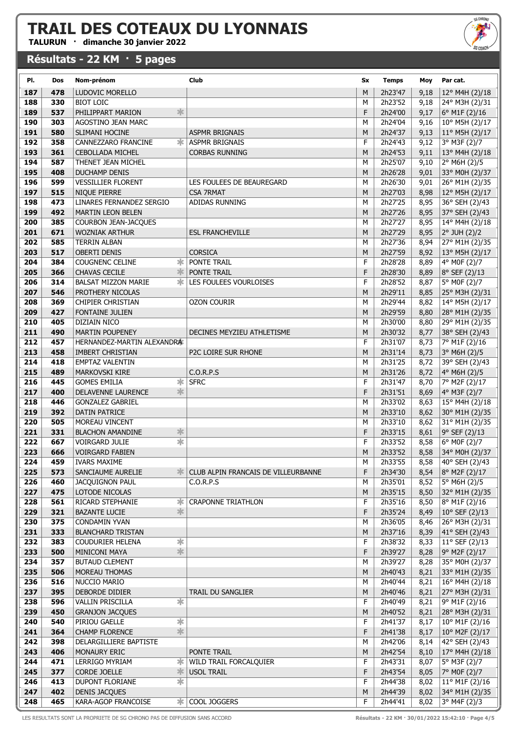# TRAIL DES COTEAUX DU LYONNAIS

**TALURUN · dimanche 30 janvier 2022**

## Résultats - 22 KM · 5 pages

| Pl. | Dos | Nom-prénom | Club | Sx | Temps | Moy | Par cat. |
|---|---|---|---|---|---|---|---|
| 187 | 478 | LUDOVIC MORELLO | | M | 2h23'47 | 9,18 | 12° M4H (2)/18 |
| 188 | 330 | BIOT LOIC | | M | 2h23'52 | 9,18 | 24° M3H (2)/31 |
| 189 | 537 | PHILIPPART MARION * | | F | 2h24'00 | 9,17 | 6° M1F (2)/16 |
| 190 | 303 | AGOSTINO JEAN MARC | | M | 2h24'04 | 9,16 | 10° M5H (2)/17 |
| 191 | 580 | SLIMANI HOCINE | ASPMR BRIGNAIS | M | 2h24'37 | 9,13 | 11° M5H (2)/17 |
| 192 | 358 | CANNEZZARO FRANCINE * | ASPMR BRIGNAIS | F | 2h24'43 | 9,12 | 3° M3F (2)/7 |
| 193 | 361 | CEBOLLADA MICHEL | CORBAS RUNNING | M | 2h24'53 | 9,11 | 13° M4H (2)/18 |
| 194 | 587 | THENET JEAN MICHEL | | M | 2h25'07 | 9,10 | 2° M6H (2)/5 |
| 195 | 408 | DUCHAMP DENIS | | M | 2h26'28 | 9,01 | 33° M0H (2)/37 |
| 196 | 599 | VESSILLIER FLORENT | LES FOULEES DE BEAUREGARD | M | 2h26'30 | 9,01 | 26° M1H (2)/35 |
| 197 | 515 | NIQUE PIERRE | CSA 7RMAT | M | 2h27'03 | 8,98 | 12° M5H (2)/17 |
| 198 | 473 | LINARES FERNANDEZ SERGIO | ADIDAS RUNNING | M | 2h27'25 | 8,95 | 36° SEH (2)/43 |
| 199 | 492 | MARTIN LEON BELEN | | M | 2h27'26 | 8,95 | 37° SEH (2)/43 |
| 200 | 385 | COURBON JEAN-JACQUES | | M | 2h27'27 | 8,95 | 14° M4H (2)/18 |
| 201 | 671 | WOZNIAK ARTHUR | ESL FRANCHEVILLE | M | 2h27'29 | 8,95 | 2° JUH (2)/2 |
| 202 | 585 | TERRIN ALBAN | | M | 2h27'36 | 8,94 | 27° M1H (2)/35 |
| 203 | 517 | OBERTI DENIS | CORSICA | M | 2h27'59 | 8,92 | 13° M5H (2)/17 |
| 204 | 384 | COUGNENC CELINE * | PONTE TRAIL | F | 2h28'28 | 8,89 | 4° M0F (2)/7 |
| 205 | 366 | CHAVAS CECILE * | PONTE TRAIL | F | 2h28'30 | 8,89 | 8° SEF (2)/13 |
| 206 | 314 | BALSAT MIZZON MARIE * | LES FOULEES VOURLOISES | F | 2h28'52 | 8,87 | 5° M0F (2)/7 |
| 207 | 546 | PROTHERY NICOLAS | | M | 2h29'11 | 8,85 | 25° M3H (2)/31 |
| 208 | 369 | CHIPIER CHRISTIAN | OZON COURIR | M | 2h29'44 | 8,82 | 14° M5H (2)/17 |
| 209 | 427 | FONTAINE JULIEN | | M | 2h29'59 | 8,80 | 28° M1H (2)/35 |
| 210 | 405 | DIZIAIN NICO | | M | 2h30'00 | 8,80 | 29° M1H (2)/35 |
| 211 | 490 | MARTIN POUPENEY | DECINES MEYZIEU ATHLETISME | M | 2h30'32 | 8,77 | 38° SEH (2)/43 |
| 212 | 457 | HERNANDEZ-MARTIN ALEXANDRA * | | F | 2h31'07 | 8,73 | 7° M1F (2)/16 |
| 213 | 458 | IMBERT CHRISTIAN | P2C LOIRE SUR RHONE | M | 2h31'14 | 8,73 | 3° M6H (2)/5 |
| 214 | 418 | EMPTAZ VALENTIN | | M | 2h31'25 | 8,72 | 39° SEH (2)/43 |
| 215 | 489 | MARKOVSKI KIRE | C.O.R.P.S | M | 2h31'26 | 8,72 | 4° M6H (2)/5 |
| 216 | 445 | GOMES EMILIA * | SFRC | F | 2h31'47 | 8,70 | 7° M2F (2)/17 |
| 217 | 400 | DELAVENNE LAURENCE * | | F | 2h31'51 | 8,69 | 4° M3F (2)/7 |
| 218 | 446 | GONZALEZ GABRIEL | | M | 2h33'02 | 8,63 | 15° M4H (2)/18 |
| 219 | 392 | DATIN PATRICE | | M | 2h33'10 | 8,62 | 30° M1H (2)/35 |
| 220 | 505 | MOREAU VINCENT | | M | 2h33'10 | 8,62 | 31° M1H (2)/35 |
| 221 | 331 | BLACHON AMANDINE * | | F | 2h33'15 | 8,61 | 9° SEF (2)/13 |
| 222 | 667 | VOIRGARD JULIE * | | F | 2h33'52 | 8,58 | 6° M0F (2)/7 |
| 223 | 666 | VOIRGARD FABIEN | | M | 2h33'52 | 8,58 | 34° M0H (2)/37 |
| 224 | 459 | IVARS MAXIME | | M | 2h33'55 | 8,58 | 40° SEH (2)/43 |
| 225 | 573 | SANCIAUME AURELIE * | CLUB ALPIN FRANCAIS DE VILLEURBANNE | F | 2h34'30 | 8,54 | 8° M2F (2)/17 |
| 226 | 460 | JACQUIGNON PAUL | C.O.R.P.S | M | 2h35'01 | 8,52 | 5° M6H (2)/5 |
| 227 | 475 | LOTODE NICOLAS | | M | 2h35'15 | 8,50 | 32° M1H (2)/35 |
| 228 | 561 | RICARD STEPHANIE * | CRAPONNE TRIATHLON | F | 2h35'16 | 8,50 | 8° M1F (2)/16 |
| 229 | 321 | BAZANTE LUCIE * | | F | 2h35'24 | 8,49 | 10° SEF (2)/13 |
| 230 | 375 | CONDAMIN YVAN | | M | 2h36'05 | 8,46 | 26° M3H (2)/31 |
| 231 | 333 | BLANCHARD TRISTAN | | M | 2h37'16 | 8,39 | 41° SEH (2)/43 |
| 232 | 383 | COUDURIER HELENA * | | F | 2h38'32 | 8,33 | 11° SEF (2)/13 |
| 233 | 500 | MINICONI MAYA * | | F | 2h39'27 | 8,28 | 9° M2F (2)/17 |
| 234 | 357 | BUTAUD CLEMENT | | M | 2h39'27 | 8,28 | 35° M0H (2)/37 |
| 235 | 506 | MOREAU THOMAS | | M | 2h40'43 | 8,21 | 33° M1H (2)/35 |
| 236 | 516 | NUCCIO MARIO | | M | 2h40'44 | 8,21 | 16° M4H (2)/18 |
| 237 | 395 | DEBORDE DIDIER | TRAIL DU SANGLIER | M | 2h40'46 | 8,21 | 27° M3H (2)/31 |
| 238 | 596 | VALLIN PRISCILLA * | | F | 2h40'49 | 8,21 | 9° M1F (2)/16 |
| 239 | 450 | GRANJON JACQUES | | M | 2h40'52 | 8,21 | 28° M3H (2)/31 |
| 240 | 540 | PIRIOU GAELLE * | | F | 2h41'37 | 8,17 | 10° M1F (2)/16 |
| 241 | 364 | CHAMP FLORENCE * | | F | 2h41'38 | 8,17 | 10° M2F (2)/17 |
| 242 | 398 | DELARGILLIERE BAPTISTE | | M | 2h42'06 | 8,14 | 42° SEH (2)/43 |
| 243 | 406 | MONAURY ERIC | PONTE TRAIL | M | 2h42'54 | 8,10 | 17° M4H (2)/18 |
| 244 | 471 | LERRIGO MYRIAM * | WILD TRAIL FORCALQUIER | F | 2h43'31 | 8,07 | 5° M3F (2)/7 |
| 245 | 377 | CORDE JOELLE * | USOL TRAIL | F | 2h43'54 | 8,05 | 7° M0F (2)/7 |
| 246 | 413 | DUPONT FLORIANE * | | F | 2h44'38 | 8,02 | 11° M1F (2)/16 |
| 247 | 402 | DENIS JACQUES | | M | 2h44'39 | 8,02 | 34° M1H (2)/35 |
| 248 | 465 | KARA-AGOP FRANCOISE * | COOL JOGGERS | F | 2h44'41 | 8,02 | 3° M4F (2)/3 |

LES RESULTATS SONT LA PROPRIETE DE SG CHRONO PAS DE DIFFUSION SANS ACCORD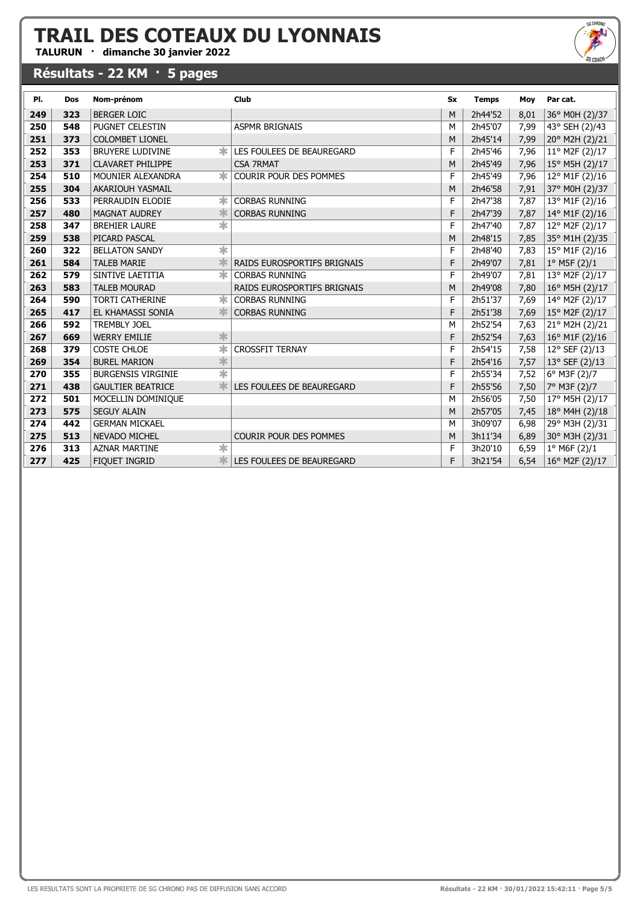# TRAIL DES COTEAUX DU LYONNAIS

**TALURUN · dimanche 30 janvier 2022**

## Résultats - 22 KM · 5 pages

| Pl. | Dos | Nom-prénom | | Club | Sx | Temps | Moy | Par cat. |
|---|---|---|---|---|---|---|---|---|
| 249 | 323 | BERGER LOIC | | | M | 2h44'52 | 8,01 | 36° M0H (2)/37 |
| 250 | 548 | PUGNET CELESTIN | | ASPMR BRIGNAIS | M | 2h45'07 | 7,99 | 43° SEH (2)/43 |
| 251 | 373 | COLOMBET LIONEL | | | M | 2h45'14 | 7,99 | 20° M2H (2)/21 |
| 252 | 353 | BRUYERE LUDIVINE | * | LES FOULEES DE BEAUREGARD | F | 2h45'46 | 7,96 | 11° M2F (2)/17 |
| 253 | 371 | CLAVARET PHILIPPE | | CSA 7RMAT | M | 2h45'49 | 7,96 | 15° M5H (2)/17 |
| 254 | 510 | MOUNIER ALEXANDRA | * | COURIR POUR DES POMMES | F | 2h45'49 | 7,96 | 12° M1F (2)/16 |
| 255 | 304 | AKARIOUH YASMAIL | | | M | 2h46'58 | 7,91 | 37° M0H (2)/37 |
| 256 | 533 | PERRAUDIN ELODIE | * | CORBAS RUNNING | F | 2h47'38 | 7,87 | 13° M1F (2)/16 |
| 257 | 480 | MAGNAT AUDREY | * | CORBAS RUNNING | F | 2h47'39 | 7,87 | 14° M1F (2)/16 |
| 258 | 347 | BREHIER LAURE | * | | F | 2h47'40 | 7,87 | 12° M2F (2)/17 |
| 259 | 538 | PICARD PASCAL | | | M | 2h48'15 | 7,85 | 35° M1H (2)/35 |
| 260 | 322 | BELLATON SANDY | * | | F | 2h48'40 | 7,83 | 15° M1F (2)/16 |
| 261 | 584 | TALEB MARIE | * | RAIDS EUROSPORTIFS BRIGNAIS | F | 2h49'07 | 7,81 | 1° M5F (2)/1 |
| 262 | 579 | SINTIVE LAETITIA | * | CORBAS RUNNING | F | 2h49'07 | 7,81 | 13° M2F (2)/17 |
| 263 | 583 | TALEB MOURAD | | RAIDS EUROSPORTIFS BRIGNAIS | M | 2h49'08 | 7,80 | 16° M5H (2)/17 |
| 264 | 590 | TORTI CATHERINE | * | CORBAS RUNNING | F | 2h51'37 | 7,69 | 14° M2F (2)/17 |
| 265 | 417 | EL KHAMASSI SONIA | * | CORBAS RUNNING | F | 2h51'38 | 7,69 | 15° M2F (2)/17 |
| 266 | 592 | TREMBLY JOEL | | | M | 2h52'54 | 7,63 | 21° M2H (2)/21 |
| 267 | 669 | WERRY EMILIE | * | | F | 2h52'54 | 7,63 | 16° M1F (2)/16 |
| 268 | 379 | COSTE CHLOE | * | CROSSFIT TERNAY | F | 2h54'15 | 7,58 | 12° SEF (2)/13 |
| 269 | 354 | BUREL MARION | * | | F | 2h54'16 | 7,57 | 13° SEF (2)/13 |
| 270 | 355 | BURGENSIS VIRGINIE | * | | F | 2h55'34 | 7,52 | 6° M3F (2)/7 |
| 271 | 438 | GAULTIER BEATRICE | * | LES FOULEES DE BEAUREGARD | F | 2h55'56 | 7,50 | 7° M3F (2)/7 |
| 272 | 501 | MOCELLIN DOMINIQUE | | | M | 2h56'05 | 7,50 | 17° M5H (2)/17 |
| 273 | 575 | SEGUY ALAIN | | | M | 2h57'05 | 7,45 | 18° M4H (2)/18 |
| 274 | 442 | GERMAN MICKAEL | | | M | 3h09'07 | 6,98 | 29° M3H (2)/31 |
| 275 | 513 | NEVADO MICHEL | | COURIR POUR DES POMMES | M | 3h11'34 | 6,89 | 30° M3H (2)/31 |
| 276 | 313 | AZNAR MARTINE | * | | F | 3h20'10 | 6,59 | 1° M6F (2)/1 |
| 277 | 425 | FIQUET INGRID | * | LES FOULEES DE BEAUREGARD | F | 3h21'54 | 6,54 | 16° M2F (2)/17 |

LES RESULTATS SONT LA PROPRIETE DE SG CHRONO PAS DE DIFFUSION SANS ACCORD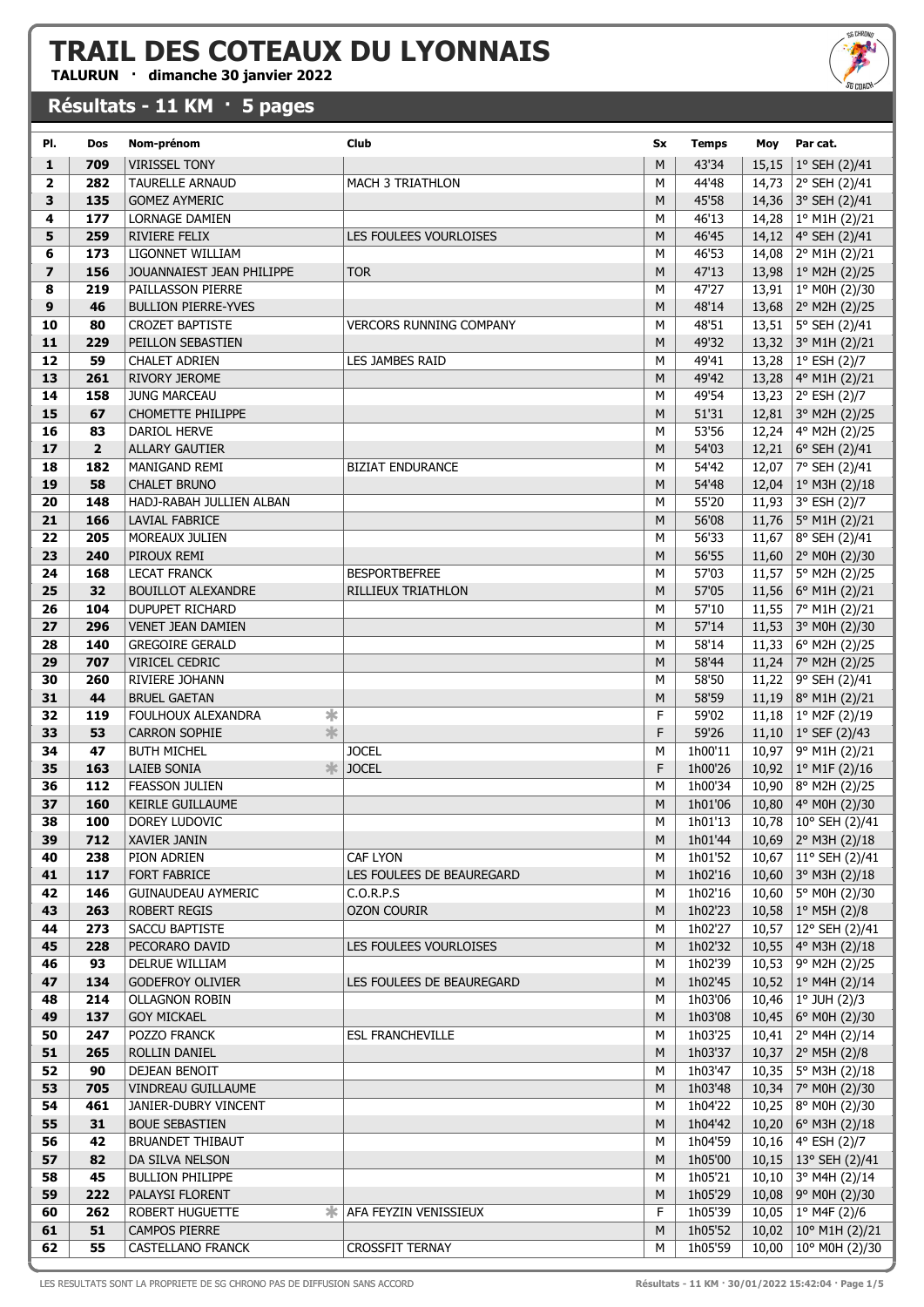# TRAIL DES COTEAUX DU LYONNAIS

**TALURUN · dimanche 30 janvier 2022**

## Résultats - 11 KM · 5 pages

| Pl. | Dos | Nom-prénom | Club | Sx | Temps | Moy | Par cat. |
|---|---|---|---|---|---|---|---|
| 1 | 709 | VIRISSEL TONY | | M | 43'34 | 15,15 | 1° SEH (2)/41 |
| 2 | 282 | TAURELLE ARNAUD | MACH 3 TRIATHLON | M | 44'48 | 14,73 | 2° SEH (2)/41 |
| 3 | 135 | GOMEZ AYMERIC | | M | 45'58 | 14,36 | 3° SEH (2)/41 |
| 4 | 177 | LORNAGE DAMIEN | | M | 46'13 | 14,28 | 1° M1H (2)/21 |
| 5 | 259 | RIVIERE FELIX | LES FOULEES VOURLOISES | M | 46'45 | 14,12 | 4° SEH (2)/41 |
| 6 | 173 | LIGONNET WILLIAM | | M | 46'53 | 14,08 | 2° M1H (2)/21 |
| 7 | 156 | JOUANNAIEST JEAN PHILIPPE | TOR | M | 47'13 | 13,98 | 1° M2H (2)/25 |
| 8 | 219 | PAILLASSON PIERRE | | M | 47'27 | 13,91 | 1° M0H (2)/30 |
| 9 | 46 | BULLION PIERRE-YVES | | M | 48'14 | 13,68 | 2° M2H (2)/25 |
| 10 | 80 | CROZET BAPTISTE | VERCORS RUNNING COMPANY | M | 48'51 | 13,51 | 5° SEH (2)/41 |
| 11 | 229 | PEILLON SEBASTIEN | | M | 49'32 | 13,32 | 3° M1H (2)/21 |
| 12 | 59 | CHALET ADRIEN | LES JAMBES RAID | M | 49'41 | 13,28 | 1° ESH (2)/7 |
| 13 | 261 | RIVORY JEROME | | M | 49'42 | 13,28 | 4° M1H (2)/21 |
| 14 | 158 | JUNG MARCEAU | | M | 49'54 | 13,23 | 2° ESH (2)/7 |
| 15 | 67 | CHOMETTE PHILIPPE | | M | 51'31 | 12,81 | 3° M2H (2)/25 |
| 16 | 83 | DARIOL HERVE | | M | 53'56 | 12,24 | 4° M2H (2)/25 |
| 17 | 2 | ALLARY GAUTIER | | M | 54'03 | 12,21 | 6° SEH (2)/41 |
| 18 | 182 | MANIGAND REMI | BIZIAT ENDURANCE | M | 54'42 | 12,07 | 7° SEH (2)/41 |
| 19 | 58 | CHALET BRUNO | | M | 54'48 | 12,04 | 1° M3H (2)/18 |
| 20 | 148 | HADJ-RABAH JULLIEN ALBAN | | M | 55'20 | 11,93 | 3° ESH (2)/7 |
| 21 | 166 | LAVIAL FABRICE | | M | 56'08 | 11,76 | 5° M1H (2)/21 |
| 22 | 205 | MOREAUX JULIEN | | M | 56'33 | 11,67 | 8° SEH (2)/41 |
| 23 | 240 | PIROUX REMI | | M | 56'55 | 11,60 | 2° M0H (2)/30 |
| 24 | 168 | LECAT FRANCK | BESPORTBEFREE | M | 57'03 | 11,57 | 5° M2H (2)/25 |
| 25 | 32 | BOUILLOT ALEXANDRE | RILLIEUX TRIATHLON | M | 57'05 | 11,56 | 6° M1H (2)/21 |
| 26 | 104 | DUPUPET RICHARD | | M | 57'10 | 11,55 | 7° M1H (2)/21 |
| 27 | 296 | VENET JEAN DAMIEN | | M | 57'14 | 11,53 | 3° M0H (2)/30 |
| 28 | 140 | GREGOIRE GERALD | | M | 58'14 | 11,33 | 6° M2H (2)/25 |
| 29 | 707 | VIRICEL CEDRIC | | M | 58'44 | 11,24 | 7° M2H (2)/25 |
| 30 | 260 | RIVIERE JOHANN | | M | 58'50 | 11,22 | 9° SEH (2)/41 |
| 31 | 44 | BRUEL GAETAN | | M | 58'59 | 11,19 | 8° M1H (2)/21 |
| 32 | 119 | FOULHOUX ALEXANDRA * | | F | 59'02 | 11,18 | 1° M2F (2)/19 |
| 33 | 53 | CARRON SOPHIE * | | F | 59'26 | 11,10 | 1° SEF (2)/43 |
| 34 | 47 | BUTH MICHEL | JOCEL | M | 1h00'11 | 10,97 | 9° M1H (2)/21 |
| 35 | 163 | LAIEB SONIA * | JOCEL | F | 1h00'26 | 10,92 | 1° M1F (2)/16 |
| 36 | 112 | FEASSON JULIEN | | M | 1h00'34 | 10,90 | 8° M2H (2)/25 |
| 37 | 160 | KEIRLE GUILLAUME | | M | 1h01'06 | 10,80 | 4° M0H (2)/30 |
| 38 | 100 | DOREY LUDOVIC | | M | 1h01'13 | 10,78 | 10° SEH (2)/41 |
| 39 | 712 | XAVIER JANIN | | M | 1h01'44 | 10,69 | 2° M3H (2)/18 |
| 40 | 238 | PION ADRIEN | CAF LYON | M | 1h01'52 | 10,67 | 11° SEH (2)/41 |
| 41 | 117 | FORT FABRICE | LES FOULEES DE BEAUREGARD | M | 1h02'16 | 10,60 | 3° M3H (2)/18 |
| 42 | 146 | GUINAUDEAU AYMERIC | C.O.R.P.S | M | 1h02'16 | 10,60 | 5° M0H (2)/30 |
| 43 | 263 | ROBERT REGIS | OZON COURIR | M | 1h02'23 | 10,58 | 1° M5H (2)/8 |
| 44 | 273 | SACCU BAPTISTE | | M | 1h02'27 | 10,57 | 12° SEH (2)/41 |
| 45 | 228 | PECORARO DAVID | LES FOULEES VOURLOISES | M | 1h02'32 | 10,55 | 4° M3H (2)/18 |
| 46 | 93 | DELRUE WILLIAM | | M | 1h02'39 | 10,53 | 9° M2H (2)/25 |
| 47 | 134 | GODEFROY OLIVIER | LES FOULEES DE BEAUREGARD | M | 1h02'45 | 10,52 | 1° M4H (2)/14 |
| 48 | 214 | OLLAGNON ROBIN | | M | 1h03'06 | 10,46 | 1° JUH (2)/3 |
| 49 | 137 | GOY MICKAEL | | M | 1h03'08 | 10,45 | 6° M0H (2)/30 |
| 50 | 247 | POZZO FRANCK | ESL FRANCHEVILLE | M | 1h03'25 | 10,41 | 2° M4H (2)/14 |
| 51 | 265 | ROLLIN DANIEL | | M | 1h03'37 | 10,37 | 2° M5H (2)/8 |
| 52 | 90 | DEJEAN BENOIT | | M | 1h03'47 | 10,35 | 5° M3H (2)/18 |
| 53 | 705 | VINDREAU GUILLAUME | | M | 1h03'48 | 10,34 | 7° M0H (2)/30 |
| 54 | 461 | JANIER-DUBRY VINCENT | | M | 1h04'22 | 10,25 | 8° M0H (2)/30 |
| 55 | 31 | BOUE SEBASTIEN | | M | 1h04'42 | 10,20 | 6° M3H (2)/18 |
| 56 | 42 | BRUANDET THIBAUT | | M | 1h04'59 | 10,16 | 4° ESH (2)/7 |
| 57 | 82 | DA SILVA NELSON | | M | 1h05'00 | 10,15 | 13° SEH (2)/41 |
| 58 | 45 | BULLION PHILIPPE | | M | 1h05'21 | 10,10 | 3° M4H (2)/14 |
| 59 | 222 | PALAYSI FLORENT | | M | 1h05'29 | 10,08 | 9° M0H (2)/30 |
| 60 | 262 | ROBERT HUGUETTE * | AFA FEYZIN VENISSIEUX | F | 1h05'39 | 10,05 | 1° M4F (2)/6 |
| 61 | 51 | CAMPOS PIERRE | | M | 1h05'52 | 10,02 | 10° M1H (2)/21 |
| 62 | 55 | CASTELLANO FRANCK | CROSSFIT TERNAY | M | 1h05'59 | 10,00 | 10° M0H (2)/30 |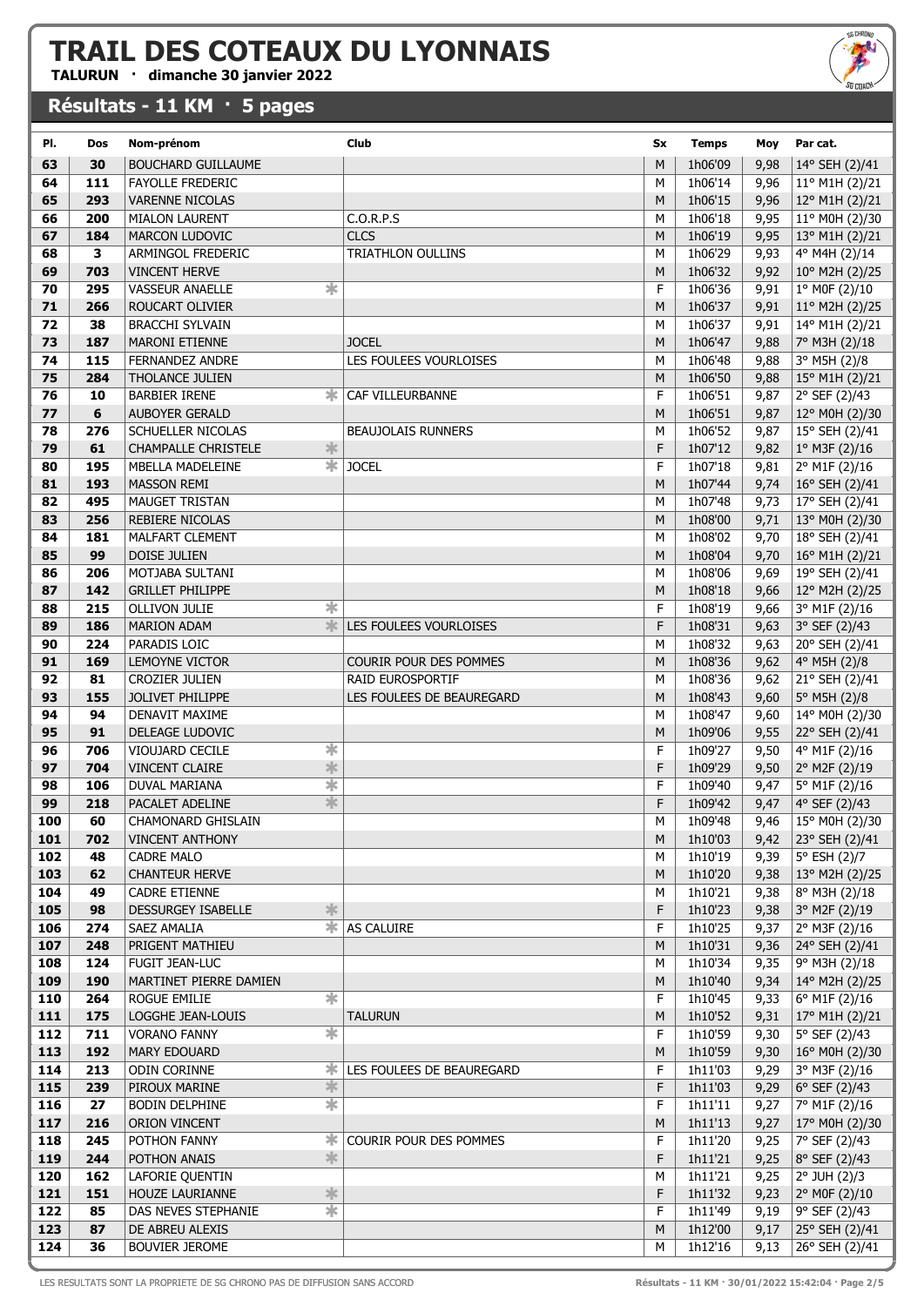# TRAIL DES COTEAUX DU LYONNAIS

**TALURUN · dimanche 30 janvier 2022**

## Résultats - 11 KM · 5 pages

| Pl. | Dos | Nom-prénom | | Club | Sx | Temps | Moy | Par cat. |
|---|---|---|---|---|---|---|---|---|
| 63 | 30 | BOUCHARD GUILLAUME | | | M | 1h06'09 | 9,98 | 14° SEH (2)/41 |
| 64 | 111 | FAYOLLE FREDERIC | | | M | 1h06'14 | 9,96 | 11° M1H (2)/21 |
| 65 | 293 | VARENNE NICOLAS | | | M | 1h06'15 | 9,96 | 12° M1H (2)/21 |
| 66 | 200 | MIALON LAURENT | | C.O.R.P.S | M | 1h06'18 | 9,95 | 11° M0H (2)/30 |
| 67 | 184 | MARCON LUDOVIC | | CLCS | M | 1h06'19 | 9,95 | 13° M1H (2)/21 |
| 68 | 3 | ARMINGOL FREDERIC | | TRIATHLON OULLINS | M | 1h06'29 | 9,93 | 4° M4H (2)/14 |
| 69 | 703 | VINCENT HERVE | | | M | 1h06'32 | 9,92 | 10° M2H (2)/25 |
| 70 | 295 | VASSEUR ANAELLE | * | | F | 1h06'36 | 9,91 | 1° M0F (2)/10 |
| 71 | 266 | ROUCART OLIVIER | | | M | 1h06'37 | 9,91 | 11° M2H (2)/25 |
| 72 | 38 | BRACCHI SYLVAIN | | | M | 1h06'37 | 9,91 | 14° M1H (2)/21 |
| 73 | 187 | MARONI ETIENNE | | JOCEL | M | 1h06'47 | 9,88 | 7° M3H (2)/18 |
| 74 | 115 | FERNANDEZ ANDRE | | LES FOULEES VOURLOISES | M | 1h06'48 | 9,88 | 3° M5H (2)/8 |
| 75 | 284 | THOLANCE JULIEN | | | M | 1h06'50 | 9,88 | 15° M1H (2)/21 |
| 76 | 10 | BARBIER IRENE | * | CAF VILLEURBANNE | F | 1h06'51 | 9,87 | 2° SEF (2)/43 |
| 77 | 6 | AUBOYER GERALD | | | M | 1h06'51 | 9,87 | 12° M0H (2)/30 |
| 78 | 276 | SCHUELLER NICOLAS | | BEAUJOLAIS RUNNERS | M | 1h06'52 | 9,87 | 15° SEH (2)/41 |
| 79 | 61 | CHAMPALLE CHRISTELE | * | | F | 1h07'12 | 9,82 | 1° M3F (2)/16 |
| 80 | 195 | MBELLA MADELEINE | * | JOCEL | F | 1h07'18 | 9,81 | 2° M1F (2)/16 |
| 81 | 193 | MASSON REMI | | | M | 1h07'44 | 9,74 | 16° SEH (2)/41 |
| 82 | 495 | MAUGET TRISTAN | | | M | 1h07'48 | 9,73 | 17° SEH (2)/41 |
| 83 | 256 | REBIERE NICOLAS | | | M | 1h08'00 | 9,71 | 13° M0H (2)/30 |
| 84 | 181 | MALFART CLEMENT | | | M | 1h08'02 | 9,70 | 18° SEH (2)/41 |
| 85 | 99 | DOISE JULIEN | | | M | 1h08'04 | 9,70 | 16° M1H (2)/21 |
| 86 | 206 | MOTJABA SULTANI | | | M | 1h08'06 | 9,69 | 19° SEH (2)/41 |
| 87 | 142 | GRILLET PHILIPPE | | | M | 1h08'18 | 9,66 | 12° M2H (2)/25 |
| 88 | 215 | OLLIVON JULIE | * | | F | 1h08'19 | 9,66 | 3° M1F (2)/16 |
| 89 | 186 | MARION ADAM | * | LES FOULEES VOURLOISES | F | 1h08'31 | 9,63 | 3° SEF (2)/43 |
| 90 | 224 | PARADIS LOIC | | | M | 1h08'32 | 9,63 | 20° SEH (2)/41 |
| 91 | 169 | LEMOYNE VICTOR | | COURIR POUR DES POMMES | M | 1h08'36 | 9,62 | 4° M5H (2)/8 |
| 92 | 81 | CROZIER JULIEN | | RAID EUROSPORTIF | M | 1h08'36 | 9,62 | 21° SEH (2)/41 |
| 93 | 155 | JOLIVET PHILIPPE | | LES FOULEES DE BEAUREGARD | M | 1h08'43 | 9,60 | 5° M5H (2)/8 |
| 94 | 94 | DENAVIT MAXIME | | | M | 1h08'47 | 9,60 | 14° M0H (2)/30 |
| 95 | 91 | DELEAGE LUDOVIC | | | M | 1h09'06 | 9,55 | 22° SEH (2)/41 |
| 96 | 706 | VIOUJARD CECILE | * | | F | 1h09'27 | 9,50 | 4° M1F (2)/16 |
| 97 | 704 | VINCENT CLAIRE | * | | F | 1h09'29 | 9,50 | 2° M2F (2)/19 |
| 98 | 106 | DUVAL MARIANA | * | | F | 1h09'40 | 9,47 | 5° M1F (2)/16 |
| 99 | 218 | PACALET ADELINE | * | | F | 1h09'42 | 9,47 | 4° SEF (2)/43 |
| 100 | 60 | CHAMONARD GHISLAIN | | | M | 1h09'48 | 9,46 | 15° M0H (2)/30 |
| 101 | 702 | VINCENT ANTHONY | | | M | 1h10'03 | 9,42 | 23° SEH (2)/41 |
| 102 | 48 | CADRE MALO | | | M | 1h10'19 | 9,39 | 5° ESH (2)/7 |
| 103 | 62 | CHANTEUR HERVE | | | M | 1h10'20 | 9,38 | 13° M2H (2)/25 |
| 104 | 49 | CADRE ETIENNE | | | M | 1h10'21 | 9,38 | 8° M3H (2)/18 |
| 105 | 98 | DESSURGEY ISABELLE | * | | F | 1h10'23 | 9,38 | 3° M2F (2)/19 |
| 106 | 274 | SAEZ AMALIA | * | AS CALUIRE | F | 1h10'25 | 9,37 | 2° M3F (2)/16 |
| 107 | 248 | PRIGENT MATHIEU | | | M | 1h10'31 | 9,36 | 24° SEH (2)/41 |
| 108 | 124 | FUGIT JEAN-LUC | | | M | 1h10'34 | 9,35 | 9° M3H (2)/18 |
| 109 | 190 | MARTINET PIERRE DAMIEN | | | M | 1h10'40 | 9,34 | 14° M2H (2)/25 |
| 110 | 264 | ROGUE EMILIE | * | | F | 1h10'45 | 9,33 | 6° M1F (2)/16 |
| 111 | 175 | LOGGHE JEAN-LOUIS | | TALURUN | M | 1h10'52 | 9,31 | 17° M1H (2)/21 |
| 112 | 711 | VORANO FANNY | * | | F | 1h10'59 | 9,30 | 5° SEF (2)/43 |
| 113 | 192 | MARY EDOUARD | | | M | 1h10'59 | 9,30 | 16° M0H (2)/30 |
| 114 | 213 | ODIN CORINNE | * | LES FOULEES DE BEAUREGARD | F | 1h11'03 | 9,29 | 3° M3F (2)/16 |
| 115 | 239 | PIROUX MARINE | * | | F | 1h11'03 | 9,29 | 6° SEF (2)/43 |
| 116 | 27 | BODIN DELPHINE | * | | F | 1h11'11 | 9,27 | 7° M1F (2)/16 |
| 117 | 216 | ORION VINCENT | | | M | 1h11'13 | 9,27 | 17° M0H (2)/30 |
| 118 | 245 | POTHON FANNY | * | COURIR POUR DES POMMES | F | 1h11'20 | 9,25 | 7° SEF (2)/43 |
| 119 | 244 | POTHON ANAIS | * | | F | 1h11'21 | 9,25 | 8° SEF (2)/43 |
| 120 | 162 | LAFORIE QUENTIN | | | M | 1h11'21 | 9,25 | 2° JUH (2)/3 |
| 121 | 151 | HOUZE LAURIANNE | * | | F | 1h11'32 | 9,23 | 2° M0F (2)/10 |
| 122 | 85 | DAS NEVES STEPHANIE | * | | F | 1h11'49 | 9,19 | 9° SEF (2)/43 |
| 123 | 87 | DE ABREU ALEXIS | | | M | 1h12'00 | 9,17 | 25° SEH (2)/41 |
| 124 | 36 | BOUVIER JEROME | | | M | 1h12'16 | 9,13 | 26° SEH (2)/41 |

LES RESULTATS SONT LA PROPRIETE DE SG CHRONO PAS DE DIFFUSION SANS ACCORD

Résultats - 11 KM · 30/01/2022 15:42:04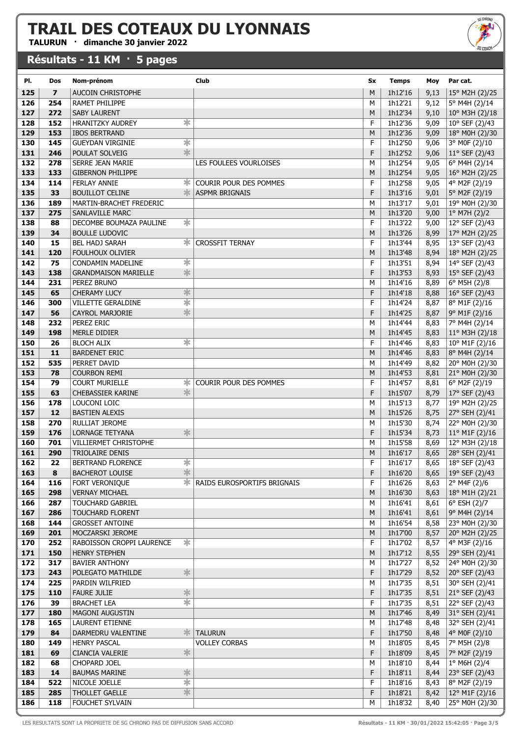# TRAIL DES COTEAUX DU LYONNAIS

**TALURUN · dimanche 30 janvier 2022**

## Résultats - 11 KM · 5 pages

| Pl. | Dos | Nom-prénom | | Club | Sx | Temps | Moy | Par cat. |
|---|---|---|---|---|---|---|---|---|
| 125 | 7 | AUCOIN CHRISTOPHE | | | M | 1h12'16 | 9,13 | 15° M2H (2)/25 |
| 126 | 254 | RAMET PHILIPPE | | | M | 1h12'21 | 9,12 | 5° M4H (2)/14 |
| 127 | 272 | SABY LAURENT | | | M | 1h12'34 | 9,10 | 10° M3H (2)/18 |
| 128 | 152 | HRANITZKY AUDREY | * | | F | 1h12'36 | 9,09 | 10° SEF (2)/43 |
| 129 | 153 | IBOS BERTRAND | | | M | 1h12'36 | 9,09 | 18° M0H (2)/30 |
| 130 | 145 | GUEYDAN VIRGINIE | * | | F | 1h12'50 | 9,06 | 3° M0F (2)/10 |
| 131 | 246 | POULAT SOLVEIG | * | | F | 1h12'52 | 9,06 | 11° SEF (2)/43 |
| 132 | 278 | SERRE JEAN MARIE | | LES FOULEES VOURLOISES | M | 1h12'54 | 9,05 | 6° M4H (2)/14 |
| 133 | 133 | GIBERNON PHILIPPE | | | M | 1h12'54 | 9,05 | 16° M2H (2)/25 |
| 134 | 114 | FERLAY ANNIE | * | COURIR POUR DES POMMES | F | 1h12'58 | 9,05 | 4° M2F (2)/19 |
| 135 | 33 | BOUILLOT CELINE | * | ASPMR BRIGNAIS | F | 1h13'16 | 9,01 | 5° M2F (2)/19 |
| 136 | 189 | MARTIN-BRACHET FREDERIC | | | M | 1h13'17 | 9,01 | 19° M0H (2)/30 |
| 137 | 275 | SANLAVILLE MARC | | | M | 1h13'20 | 9,00 | 1° M7H (2)/2 |
| 138 | 88 | DECOMBE BOUMAZA PAULINE | * | | F | 1h13'22 | 9,00 | 12° SEF (2)/43 |
| 139 | 34 | BOULLE LUDOVIC | | | M | 1h13'26 | 8,99 | 17° M2H (2)/25 |
| 140 | 15 | BEL HADJ SARAH | * | CROSSFIT TERNAY | F | 1h13'44 | 8,95 | 13° SEF (2)/43 |
| 141 | 120 | FOULHOUX OLIVIER | | | M | 1h13'48 | 8,94 | 18° M2H (2)/25 |
| 142 | 75 | CONDAMIN MADELINE | * | | F | 1h13'51 | 8,94 | 14° SEF (2)/43 |
| 143 | 138 | GRANDMAISON MARIELLE | * | | F | 1h13'53 | 8,93 | 15° SEF (2)/43 |
| 144 | 231 | PEREZ BRUNO | | | M | 1h14'16 | 8,89 | 6° M5H (2)/8 |
| 145 | 65 | CHERAMY LUCY | * | | F | 1h14'18 | 8,88 | 16° SEF (2)/43 |
| 146 | 300 | VILLETTE GERALDINE | * | | F | 1h14'24 | 8,87 | 8° M1F (2)/16 |
| 147 | 56 | CAYROL MARJORIE | * | | F | 1h14'25 | 8,87 | 9° M1F (2)/16 |
| 148 | 232 | PEREZ ERIC | | | M | 1h14'44 | 8,83 | 7° M4H (2)/14 |
| 149 | 198 | MERLE DIDIER | | | M | 1h14'45 | 8,83 | 11° M3H (2)/18 |
| 150 | 26 | BLOCH ALIX | * | | F | 1h14'46 | 8,83 | 10° M1F (2)/16 |
| 151 | 11 | BARDENET ERIC | | | M | 1h14'46 | 8,83 | 8° M4H (2)/14 |
| 152 | 535 | PERRET DAVID | | | M | 1h14'49 | 8,82 | 20° M0H (2)/30 |
| 153 | 78 | COURBON REMI | | | M | 1h14'53 | 8,81 | 21° M0H (2)/30 |
| 154 | 79 | COURT MURIELLE | * | COURIR POUR DES POMMES | F | 1h14'57 | 8,81 | 6° M2F (2)/19 |
| 155 | 63 | CHEBASSIER KARINE | * | | F | 1h15'07 | 8,79 | 17° SEF (2)/43 |
| 156 | 178 | LOUCONI LOIC | | | M | 1h15'13 | 8,77 | 19° M2H (2)/25 |
| 157 | 12 | BASTIEN ALEXIS | | | M | 1h15'26 | 8,75 | 27° SEH (2)/41 |
| 158 | 270 | RULLIAT JEROME | | | M | 1h15'30 | 8,74 | 22° M0H (2)/30 |
| 159 | 176 | LORNAGE TETYANA | * | | F | 1h15'34 | 8,73 | 11° M1F (2)/16 |
| 160 | 701 | VILLIERMET CHRISTOPHE | | | M | 1h15'58 | 8,69 | 12° M3H (2)/18 |
| 161 | 290 | TRIOLAIRE DENIS | | | M | 1h16'17 | 8,65 | 28° SEH (2)/41 |
| 162 | 22 | BERTRAND FLORENCE | * | | F | 1h16'17 | 8,65 | 18° SEF (2)/43 |
| 163 | 8 | BACHEROT LOUISE | * | | F | 1h16'20 | 8,65 | 19° SEF (2)/43 |
| 164 | 116 | FORT VERONIQUE | * | RAIDS EUROSPORTIFS BRIGNAIS | F | 1h16'26 | 8,63 | 2° M4F (2)/6 |
| 165 | 298 | VERNAY MICHAEL | | | M | 1h16'30 | 8,63 | 18° M1H (2)/21 |
| 166 | 287 | TOUCHARD GABRIEL | | | M | 1h16'41 | 8,61 | 6° ESH (2)/7 |
| 167 | 286 | TOUCHARD FLORENT | | | M | 1h16'41 | 8,61 | 9° M4H (2)/14 |
| 168 | 144 | GROSSET ANTOINE | | | M | 1h16'54 | 8,58 | 23° M0H (2)/30 |
| 169 | 201 | MOCZARSKI JEROME | | | M | 1h17'00 | 8,57 | 20° M2H (2)/25 |
| 170 | 252 | RABOISSON CROPPI LAURENCE | * | | F | 1h17'02 | 8,57 | 4° M3F (2)/16 |
| 171 | 150 | HENRY STEPHEN | | | M | 1h17'12 | 8,55 | 29° SEH (2)/41 |
| 172 | 317 | BAVIER ANTHONY | | | M | 1h17'27 | 8,52 | 24° M0H (2)/30 |
| 173 | 243 | POLEGATO MATHILDE | * | | F | 1h17'29 | 8,52 | 20° SEF (2)/43 |
| 174 | 225 | PARDIN WILFRIED | | | M | 1h17'35 | 8,51 | 30° SEH (2)/41 |
| 175 | 110 | FAURE JULIE | * | | F | 1h17'35 | 8,51 | 21° SEF (2)/43 |
| 176 | 39 | BRACHET LEA | * | | F | 1h17'35 | 8,51 | 22° SEF (2)/43 |
| 177 | 180 | MAGONI AUGUSTIN | | | M | 1h17'46 | 8,49 | 31° SEH (2)/41 |
| 178 | 165 | LAURENT ETIENNE | | | M | 1h17'48 | 8,48 | 32° SEH (2)/41 |
| 179 | 84 | DARMEDRU VALENTINE | * | TALURUN | F | 1h17'50 | 8,48 | 4° M0F (2)/10 |
| 180 | 149 | HENRY PASCAL | | VOLLEY CORBAS | M | 1h18'05 | 8,45 | 7° M5H (2)/8 |
| 181 | 69 | CIANCIA VALERIE | * | | F | 1h18'09 | 8,45 | 7° M2F (2)/19 |
| 182 | 68 | CHOPARD JOEL | | | M | 1h18'10 | 8,44 | 1° M6H (2)/4 |
| 183 | 14 | BAUMAS MARINE | * | | F | 1h18'11 | 8,44 | 23° SEF (2)/43 |
| 184 | 522 | NICOLE JOELLE | * | | F | 1h18'16 | 8,43 | 8° M2F (2)/19 |
| 185 | 285 | THOLLET GAELLE | * | | F | 1h18'21 | 8,42 | 12° M1F (2)/16 |
| 186 | 118 | FOUCHET SYLVAIN | | | M | 1h18'32 | 8,40 | 25° M0H (2)/30 |

LES RESULTATS SONT LA PROPRIETE DE SG CHRONO PAS DE DIFFUSION SANS ACCORD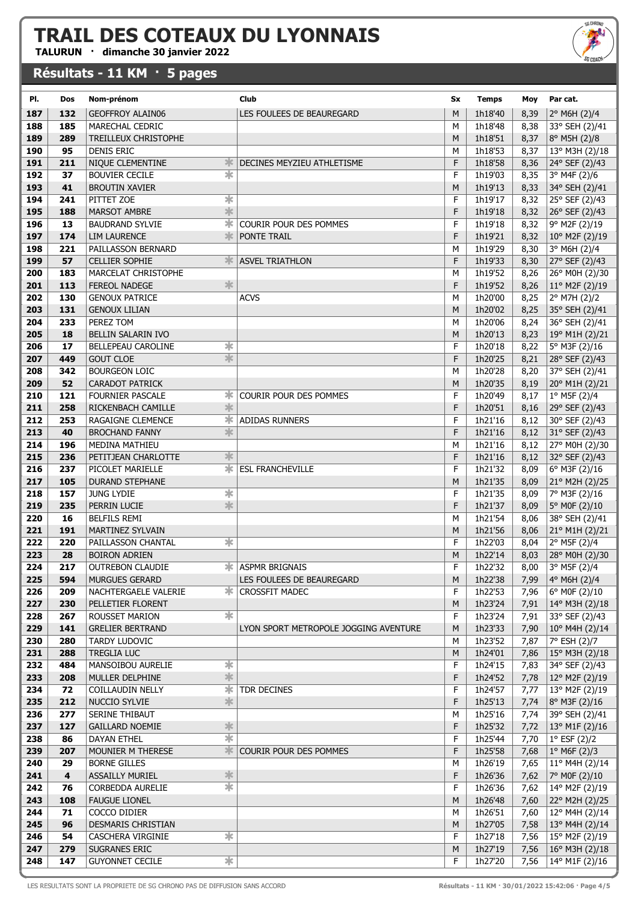# TRAIL DES COTEAUX DU LYONNAIS

**TALURUN · dimanche 30 janvier 2022**

## Résultats - 11 KM · 5 pages

| Pl. | Dos | Nom-prénom | | Club | Sx | Temps | Moy | Par cat. |
|---|---|---|---|---|---|---|---|---|
| 187 | 132 | GEOFFROY ALAIN06 | | LES FOULEES DE BEAUREGARD | M | 1h18'40 | 8,39 | 2° M6H (2)/4 |
| 188 | 185 | MARECHAL CEDRIC | | | M | 1h18'48 | 8,38 | 33° SEH (2)/41 |
| 189 | 289 | TREILLEUX CHRISTOPHE | | | M | 1h18'51 | 8,37 | 8° M5H (2)/8 |
| 190 | 95 | DENIS ERIC | | | M | 1h18'53 | 8,37 | 13° M3H (2)/18 |
| 191 | 211 | NIQUE CLEMENTINE | * | DECINES MEYZIEU ATHLETISME | F | 1h18'58 | 8,36 | 24° SEF (2)/43 |
| 192 | 37 | BOUVIER CECILE | * | | F | 1h19'03 | 8,35 | 3° M4F (2)/6 |
| 193 | 41 | BROUTIN XAVIER | | | M | 1h19'13 | 8,33 | 34° SEH (2)/41 |
| 194 | 241 | PITTET ZOE | * | | F | 1h19'17 | 8,32 | 25° SEF (2)/43 |
| 195 | 188 | MARSOT AMBRE | * | | F | 1h19'18 | 8,32 | 26° SEF (2)/43 |
| 196 | 13 | BAUDRAND SYLVIE | * | COURIR POUR DES POMMES | F | 1h19'18 | 8,32 | 9° M2F (2)/19 |
| 197 | 174 | LIM LAURENCE | * | PONTE TRAIL | F | 1h19'21 | 8,32 | 10° M2F (2)/19 |
| 198 | 221 | PAILLASSON BERNARD | | | M | 1h19'29 | 8,30 | 3° M6H (2)/4 |
| 199 | 57 | CELLIER SOPHIE | * | ASVEL TRIATHLON | F | 1h19'33 | 8,30 | 27° SEF (2)/43 |
| 200 | 183 | MARCELAT CHRISTOPHE | | | M | 1h19'52 | 8,26 | 26° M0H (2)/30 |
| 201 | 113 | FEREOL NADEGE | * | | F | 1h19'52 | 8,26 | 11° M2F (2)/19 |
| 202 | 130 | GENOUX PATRICE | | ACVS | M | 1h20'00 | 8,25 | 2° M7H (2)/2 |
| 203 | 131 | GENOUX LILIAN | | | M | 1h20'02 | 8,25 | 35° SEH (2)/41 |
| 204 | 233 | PEREZ TOM | | | M | 1h20'06 | 8,24 | 36° SEH (2)/41 |
| 205 | 18 | BELLIN SALARIN IVO | | | M | 1h20'13 | 8,23 | 19° M1H (2)/21 |
| 206 | 17 | BELLEPEAU CAROLINE | * | | F | 1h20'18 | 8,22 | 5° M3F (2)/16 |
| 207 | 449 | GOUT CLOE | * | | F | 1h20'25 | 8,21 | 28° SEF (2)/43 |
| 208 | 342 | BOURGEON LOIC | | | M | 1h20'28 | 8,20 | 37° SEH (2)/41 |
| 209 | 52 | CARADOT PATRICK | | | M | 1h20'35 | 8,19 | 20° M1H (2)/21 |
| 210 | 121 | FOURNIER PASCALE | * | COURIR POUR DES POMMES | F | 1h20'49 | 8,17 | 1° M5F (2)/4 |
| 211 | 258 | RICKENBACH CAMILLE | * | | F | 1h20'51 | 8,16 | 29° SEF (2)/43 |
| 212 | 253 | RAGAIGNE CLEMENCE | * | ADIDAS RUNNERS | F | 1h21'16 | 8,12 | 30° SEF (2)/43 |
| 213 | 40 | BROCHAND FANNY | * | | F | 1h21'16 | 8,12 | 31° SEF (2)/43 |
| 214 | 196 | MEDINA MATHIEU | | | M | 1h21'16 | 8,12 | 27° M0H (2)/30 |
| 215 | 236 | PETITJEAN CHARLOTTE | * | | F | 1h21'16 | 8,12 | 32° SEF (2)/43 |
| 216 | 237 | PICOLET MARIELLE | * | ESL FRANCHEVILLE | F | 1h21'32 | 8,09 | 6° M3F (2)/16 |
| 217 | 105 | DURAND STEPHANE | | | M | 1h21'35 | 8,09 | 21° M2H (2)/25 |
| 218 | 157 | JUNG LYDIE | * | | F | 1h21'35 | 8,09 | 7° M3F (2)/16 |
| 219 | 235 | PERRIN LUCIE | * | | F | 1h21'37 | 8,09 | 5° M0F (2)/10 |
| 220 | 16 | BELFILS REMI | | | M | 1h21'54 | 8,06 | 38° SEH (2)/41 |
| 221 | 191 | MARTINEZ SYLVAIN | | | M | 1h21'56 | 8,06 | 21° M1H (2)/21 |
| 222 | 220 | PAILLASSON CHANTAL | * | | F | 1h22'03 | 8,04 | 2° M5F (2)/4 |
| 223 | 28 | BOIRON ADRIEN | | | M | 1h22'14 | 8,03 | 28° M0H (2)/30 |
| 224 | 217 | OUTREBON CLAUDIE | * | ASPMR BRIGNAIS | F | 1h22'32 | 8,00 | 3° M5F (2)/4 |
| 225 | 594 | MURGUES GERARD | | LES FOULEES DE BEAUREGARD | M | 1h22'38 | 7,99 | 4° M6H (2)/4 |
| 226 | 209 | NACHTERGAELE VALERIE | * | CROSSFIT MADEC | F | 1h22'53 | 7,96 | 6° M0F (2)/10 |
| 227 | 230 | PELLETIER FLORENT | | | M | 1h23'24 | 7,91 | 14° M3H (2)/18 |
| 228 | 267 | ROUSSET MARION | * | | F | 1h23'24 | 7,91 | 33° SEF (2)/43 |
| 229 | 141 | GRELIER BERTRAND | | LYON SPORT METROPOLE JOGGING AVENTURE | M | 1h23'33 | 7,90 | 10° M4H (2)/14 |
| 230 | 280 | TARDY LUDOVIC | | | M | 1h23'52 | 7,87 | 7° ESH (2)/7 |
| 231 | 288 | TREGLIA LUC | | | M | 1h24'01 | 7,86 | 15° M3H (2)/18 |
| 232 | 484 | MANSOIBOU AURELIE | * | | F | 1h24'15 | 7,83 | 34° SEF (2)/43 |
| 233 | 208 | MULLER DELPHINE | * | | F | 1h24'52 | 7,78 | 12° M2F (2)/19 |
| 234 | 72 | COILLAUDIN NELLY | * | TDR DECINES | F | 1h24'57 | 7,77 | 13° M2F (2)/19 |
| 235 | 212 | NUCCIO SYLVIE | * | | F | 1h25'13 | 7,74 | 8° M3F (2)/16 |
| 236 | 277 | SERINE THIBAUT | | | M | 1h25'16 | 7,74 | 39° SEH (2)/41 |
| 237 | 127 | GAILLARD NOEMIE | * | | F | 1h25'32 | 7,72 | 13° M1F (2)/16 |
| 238 | 86 | DAYAN ETHEL | * | | F | 1h25'44 | 7,70 | 1° ESF (2)/2 |
| 239 | 207 | MOUNIER M THERESE | * | COURIR POUR DES POMMES | F | 1h25'58 | 7,68 | 1° M6F (2)/3 |
| 240 | 29 | BORNE GILLES | | | M | 1h26'19 | 7,65 | 11° M4H (2)/14 |
| 241 | 4 | ASSAILLY MURIEL | * | | F | 1h26'36 | 7,62 | 7° M0F (2)/10 |
| 242 | 76 | CORBEDDA AURELIE | * | | F | 1h26'36 | 7,62 | 14° M2F (2)/19 |
| 243 | 108 | FAUGUE LIONEL | | | M | 1h26'48 | 7,60 | 22° M2H (2)/25 |
| 244 | 71 | COCCO DIDIER | | | M | 1h26'51 | 7,60 | 12° M4H (2)/14 |
| 245 | 96 | DESMARIS CHRISTIAN | | | M | 1h27'05 | 7,58 | 13° M4H (2)/14 |
| 246 | 54 | CASCHERA VIRGINIE | * | | F | 1h27'18 | 7,56 | 15° M2F (2)/19 |
| 247 | 279 | SUGRANES ERIC | | | M | 1h27'19 | 7,56 | 16° M3H (2)/18 |
| 248 | 147 | GUYONNET CECILE | * | | F | 1h27'20 | 7,56 | 14° M1F (2)/16 |

LES RESULTATS SONT LA PROPRIETE DE SG CHRONO PAS DE DIFFUSION SANS ACCORD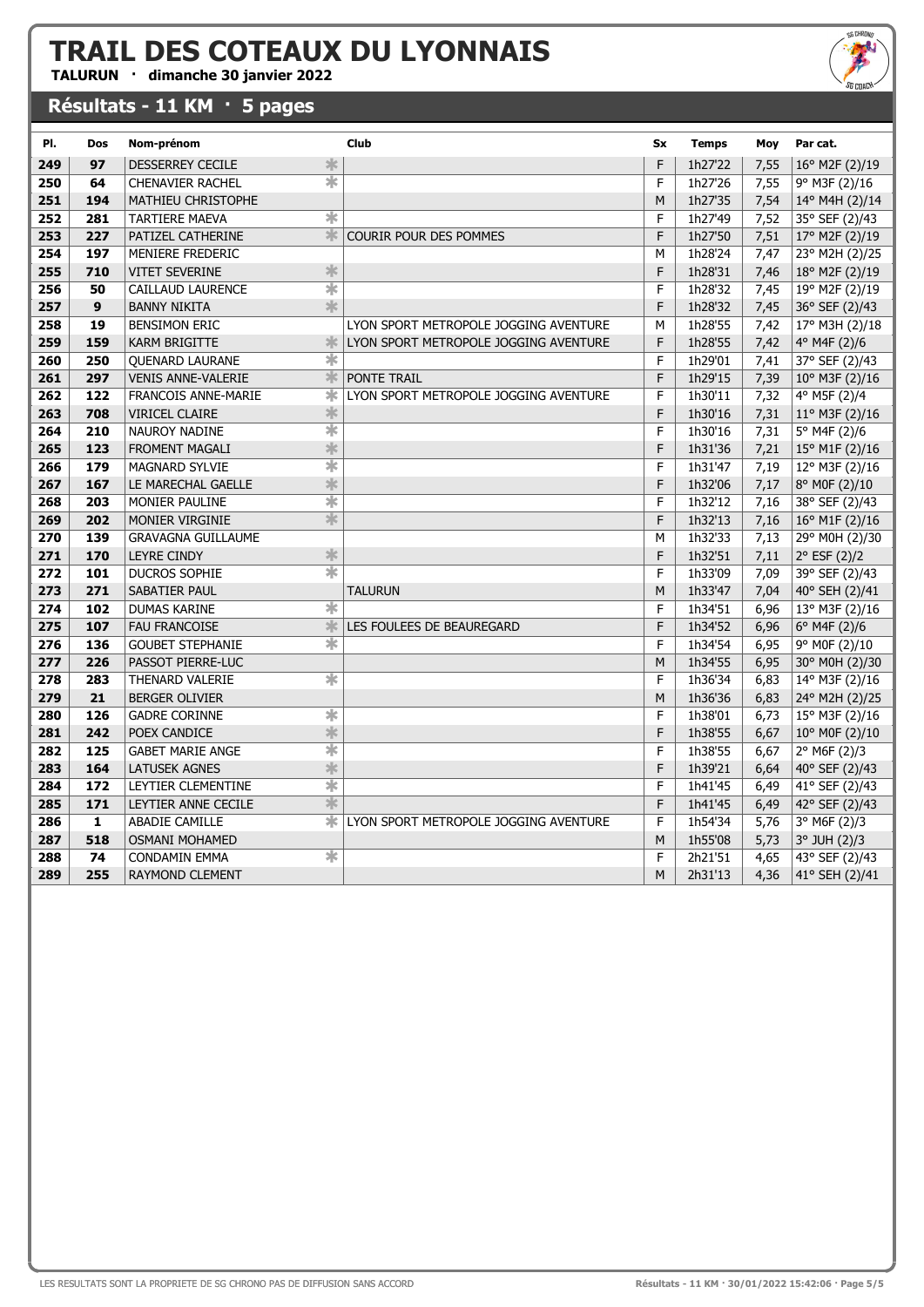# TRAIL DES COTEAUX DU LYONNAIS

**TALURUN · dimanche 30 janvier 2022**

## Résultats - 11 KM · 5 pages

| Pl. | Dos | Nom-prénom | | Club | Sx | Temps | Moy | Par cat. |
|---|---|---|---|---|---|---|---|---|
| 249 | 97 | DESSERREY CECILE | * | | F | 1h27'22 | 7,55 | 16° M2F (2)/19 |
| 250 | 64 | CHENAVIER RACHEL | * | | F | 1h27'26 | 7,55 | 9° M3F (2)/16 |
| 251 | 194 | MATHIEU CHRISTOPHE | | | M | 1h27'35 | 7,54 | 14° M4H (2)/14 |
| 252 | 281 | TARTIERE MAEVA | * | | F | 1h27'49 | 7,52 | 35° SEF (2)/43 |
| 253 | 227 | PATIZEL CATHERINE | * | COURIR POUR DES POMMES | F | 1h27'50 | 7,51 | 17° M2F (2)/19 |
| 254 | 197 | MENIERE FREDERIC | | | M | 1h28'24 | 7,47 | 23° M2H (2)/25 |
| 255 | 710 | VITET SEVERINE | * | | F | 1h28'31 | 7,46 | 18° M2F (2)/19 |
| 256 | 50 | CAILLAUD LAURENCE | * | | F | 1h28'32 | 7,45 | 19° M2F (2)/19 |
| 257 | 9 | BANNY NIKITA | * | | F | 1h28'32 | 7,45 | 36° SEF (2)/43 |
| 258 | 19 | BENSIMON ERIC | | LYON SPORT METROPOLE JOGGING AVENTURE | M | 1h28'55 | 7,42 | 17° M3H (2)/18 |
| 259 | 159 | KARM BRIGITTE | * | LYON SPORT METROPOLE JOGGING AVENTURE | F | 1h28'55 | 7,42 | 4° M4F (2)/6 |
| 260 | 250 | QUENARD LAURANE | * | | F | 1h29'01 | 7,41 | 37° SEF (2)/43 |
| 261 | 297 | VENIS ANNE-VALERIE | * | PONTE TRAIL | F | 1h29'15 | 7,39 | 10° M3F (2)/16 |
| 262 | 122 | FRANCOIS ANNE-MARIE | * | LYON SPORT METROPOLE JOGGING AVENTURE | F | 1h30'11 | 7,32 | 4° M5F (2)/4 |
| 263 | 708 | VIRICEL CLAIRE | * | | F | 1h30'16 | 7,31 | 11° M3F (2)/16 |
| 264 | 210 | NAUROY NADINE | * | | F | 1h30'16 | 7,31 | 5° M4F (2)/6 |
| 265 | 123 | FROMENT MAGALI | * | | F | 1h31'36 | 7,21 | 15° M1F (2)/16 |
| 266 | 179 | MAGNARD SYLVIE | * | | F | 1h31'47 | 7,19 | 12° M3F (2)/16 |
| 267 | 167 | LE MARECHAL GAELLE | * | | F | 1h32'06 | 7,17 | 8° M0F (2)/10 |
| 268 | 203 | MONIER PAULINE | * | | F | 1h32'12 | 7,16 | 38° SEF (2)/43 |
| 269 | 202 | MONIER VIRGINIE | * | | F | 1h32'13 | 7,16 | 16° M1F (2)/16 |
| 270 | 139 | GRAVAGNA GUILLAUME | | | M | 1h32'33 | 7,13 | 29° M0H (2)/30 |
| 271 | 170 | LEYRE CINDY | * | | F | 1h32'51 | 7,11 | 2° ESF (2)/2 |
| 272 | 101 | DUCROS SOPHIE | * | | F | 1h33'09 | 7,09 | 39° SEF (2)/43 |
| 273 | 271 | SABATIER PAUL | | TALURUN | M | 1h33'47 | 7,04 | 40° SEH (2)/41 |
| 274 | 102 | DUMAS KARINE | * | | F | 1h34'51 | 6,96 | 13° M3F (2)/16 |
| 275 | 107 | FAU FRANCOISE | * | LES FOULEES DE BEAUREGARD | F | 1h34'52 | 6,96 | 6° M4F (2)/6 |
| 276 | 136 | GOUBET STEPHANIE | * | | F | 1h34'54 | 6,95 | 9° M0F (2)/10 |
| 277 | 226 | PASSOT PIERRE-LUC | | | M | 1h34'55 | 6,95 | 30° M0H (2)/30 |
| 278 | 283 | THENARD VALERIE | * | | F | 1h36'34 | 6,83 | 14° M3F (2)/16 |
| 279 | 21 | BERGER OLIVIER | | | M | 1h36'36 | 6,83 | 24° M2H (2)/25 |
| 280 | 126 | GADRE CORINNE | * | | F | 1h38'01 | 6,73 | 15° M3F (2)/16 |
| 281 | 242 | POEX CANDICE | * | | F | 1h38'55 | 6,67 | 10° M0F (2)/10 |
| 282 | 125 | GABET MARIE ANGE | * | | F | 1h38'55 | 6,67 | 2° M6F (2)/3 |
| 283 | 164 | LATUSEK AGNES | * | | F | 1h39'21 | 6,64 | 40° SEF (2)/43 |
| 284 | 172 | LEYTIER CLEMENTINE | * | | F | 1h41'45 | 6,49 | 41° SEF (2)/43 |
| 285 | 171 | LEYTIER ANNE CECILE | * | | F | 1h41'45 | 6,49 | 42° SEF (2)/43 |
| 286 | 1 | ABADIE CAMILLE | * | LYON SPORT METROPOLE JOGGING AVENTURE | F | 1h54'34 | 5,76 | 3° M6F (2)/3 |
| 287 | 518 | OSMANI MOHAMED | | | M | 1h55'08 | 5,73 | 3° JUH (2)/3 |
| 288 | 74 | CONDAMIN EMMA | * | | F | 2h21'51 | 4,65 | 43° SEF (2)/43 |
| 289 | 255 | RAYMOND CLEMENT | | | M | 2h31'13 | 4,36 | 41° SEH (2)/41 |

LES RESULTATS SONT LA PROPRIETE DE SG CHRONO PAS DE DIFFUSION SANS ACCORD